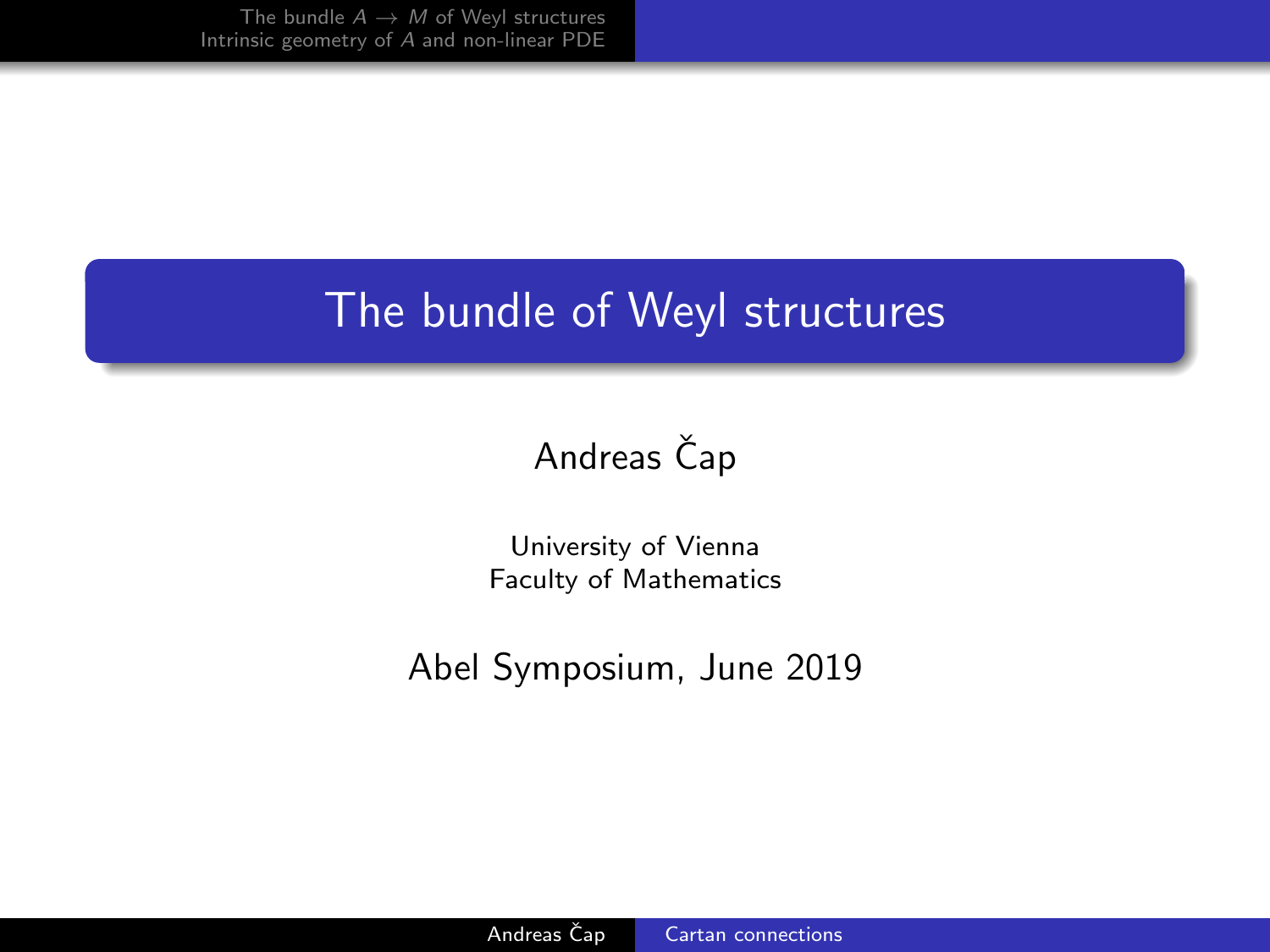# The bundle of Weyl structures

Andreas Čap

University of Vienna
Faculty of Mathematics

Abel Symposium, June 2019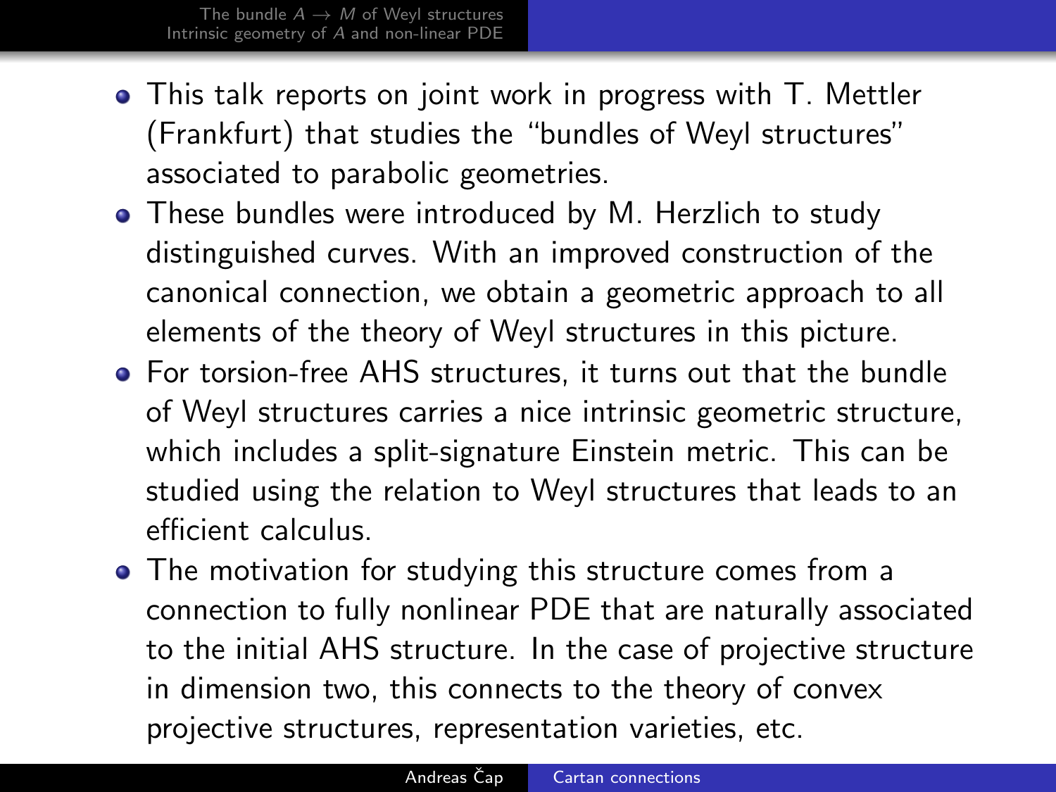- This talk reports on joint work in progress with T. Mettler (Frankfurt) that studies the "bundles of Weyl structures" associated to parabolic geometries.
- These bundles were introduced by M. Herzlich to study distinguished curves. With an improved construction of the canonical connection, we obtain a geometric approach to all elements of the theory of Weyl structures in this picture.
- For torsion-free AHS structures, it turns out that the bundle of Weyl structures carries a nice intrinsic geometric structure, which includes a split-signature Einstein metric. This can be studied using the relation to Weyl structures that leads to an efficient calculus.
- The motivation for studying this structure comes from a connection to fully nonlinear PDE that are naturally associated to the initial AHS structure. In the case of projective structure in dimension two, this connects to the theory of convex projective structures, representation varieties, etc.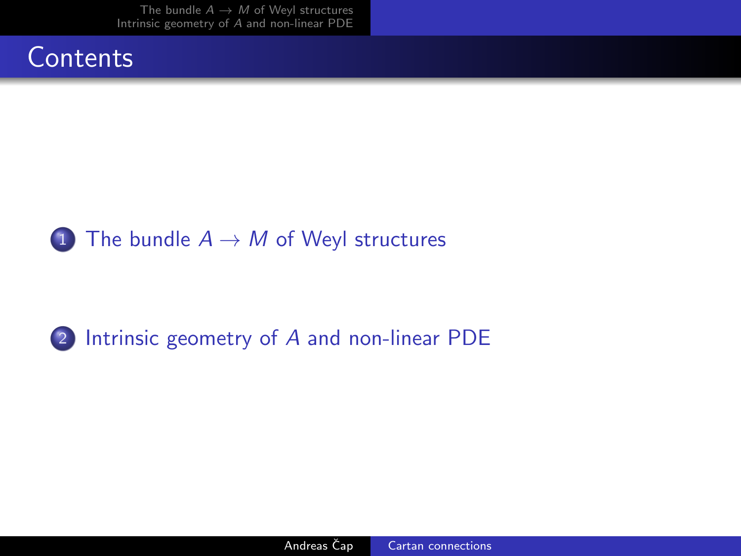# Contents

1. The bundle $A \to M$ of Weyl structures

2. Intrinsic geometry of $A$ and non-linear PDE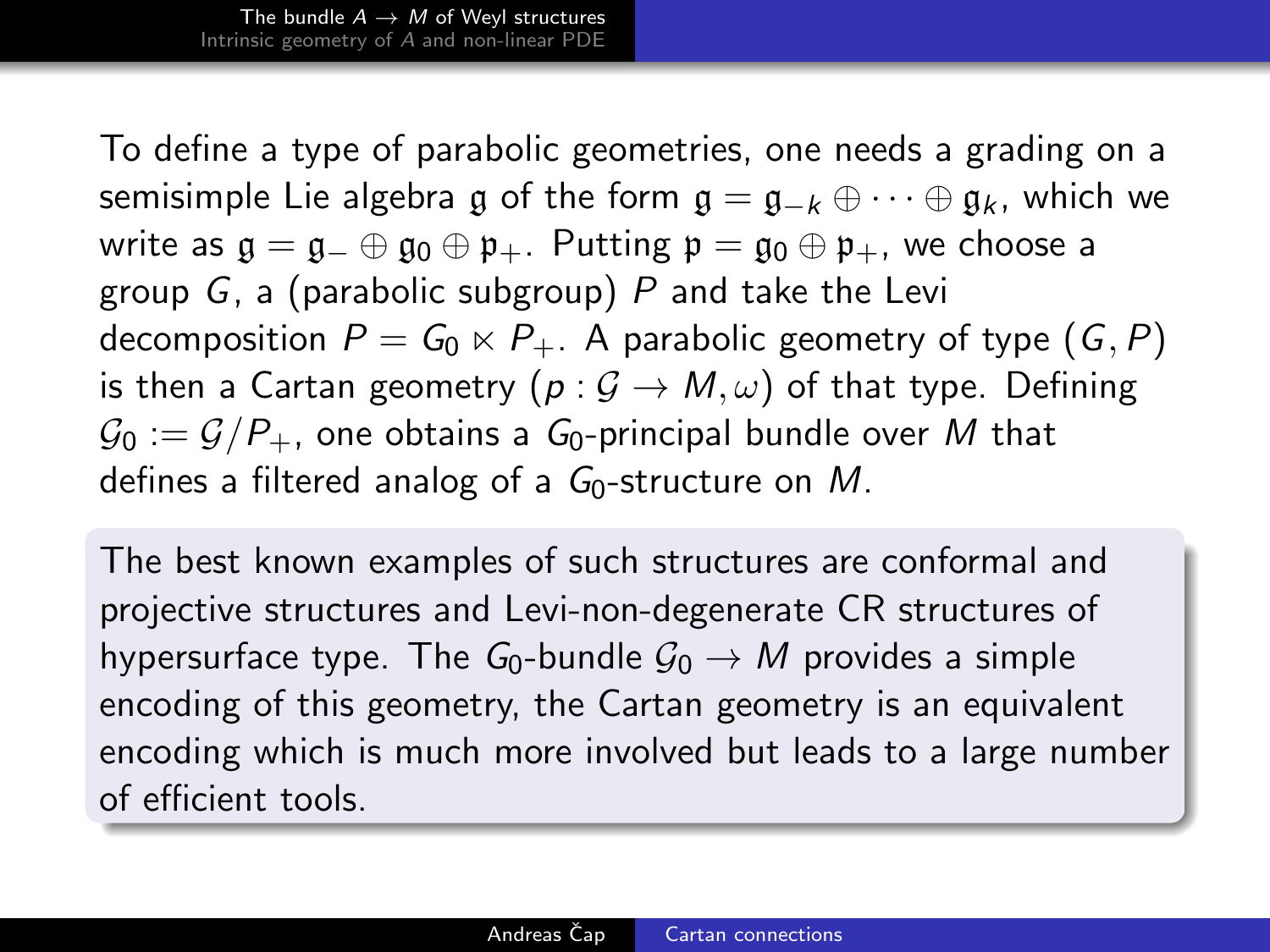To define a type of parabolic geometries, one needs a grading on a semisimple Lie algebra $\mathfrak{g}$ of the form $\mathfrak{g} = \mathfrak{g}_{-k} \oplus \cdots \oplus \mathfrak{g}_k$, which we write as $\mathfrak{g} = \mathfrak{g}_- \oplus \mathfrak{g}_0 \oplus \mathfrak{p}_+$. Putting $\mathfrak{p} = \mathfrak{g}_0 \oplus \mathfrak{p}_+$, we choose a group $G$, a (parabolic subgroup) $P$ and take the Levi decomposition $P = G_0 \ltimes P_+$. A parabolic geometry of type $(G, P)$ is then a Cartan geometry $(p : \mathcal{G} \to M, \omega)$ of that type. Defining $\mathcal{G}_0 := \mathcal{G}/P_+$, one obtains a $G_0$-principal bundle over $M$ that defines a filtered analog of a $G_0$-structure on $M$.

The best known examples of such structures are conformal and projective structures and Levi-non-degenerate CR structures of hypersurface type. The $G_0$-bundle $\mathcal{G}_0 \to M$ provides a simple encoding of this geometry, the Cartan geometry is an equivalent encoding which is much more involved but leads to a large number of efficient tools.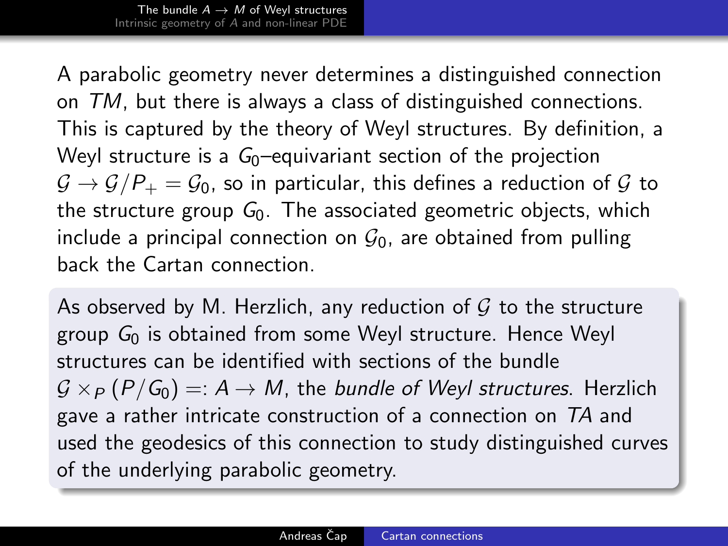A parabolic geometry never determines a distinguished connection on $TM$, but there is always a class of distinguished connections. This is captured by the theory of Weyl structures. By definition, a Weyl structure is a $G_0$–equivariant section of the projection $\mathcal{G} \to \mathcal{G}/P_+ = \mathcal{G}_0$, so in particular, this defines a reduction of $\mathcal{G}$ to the structure group $G_0$. The associated geometric objects, which include a principal connection on $\mathcal{G}_0$, are obtained from pulling back the Cartan connection.

As observed by M. Herzlich, any reduction of $\mathcal{G}$ to the structure group $G_0$ is obtained from some Weyl structure. Hence Weyl structures can be identified with sections of the bundle $\mathcal{G} \times_P (P/G_0) =: A \to M$, the *bundle of Weyl structures*. Herzlich gave a rather intricate construction of a connection on $TA$ and used the geodesics of this connection to study distinguished curves of the underlying parabolic geometry.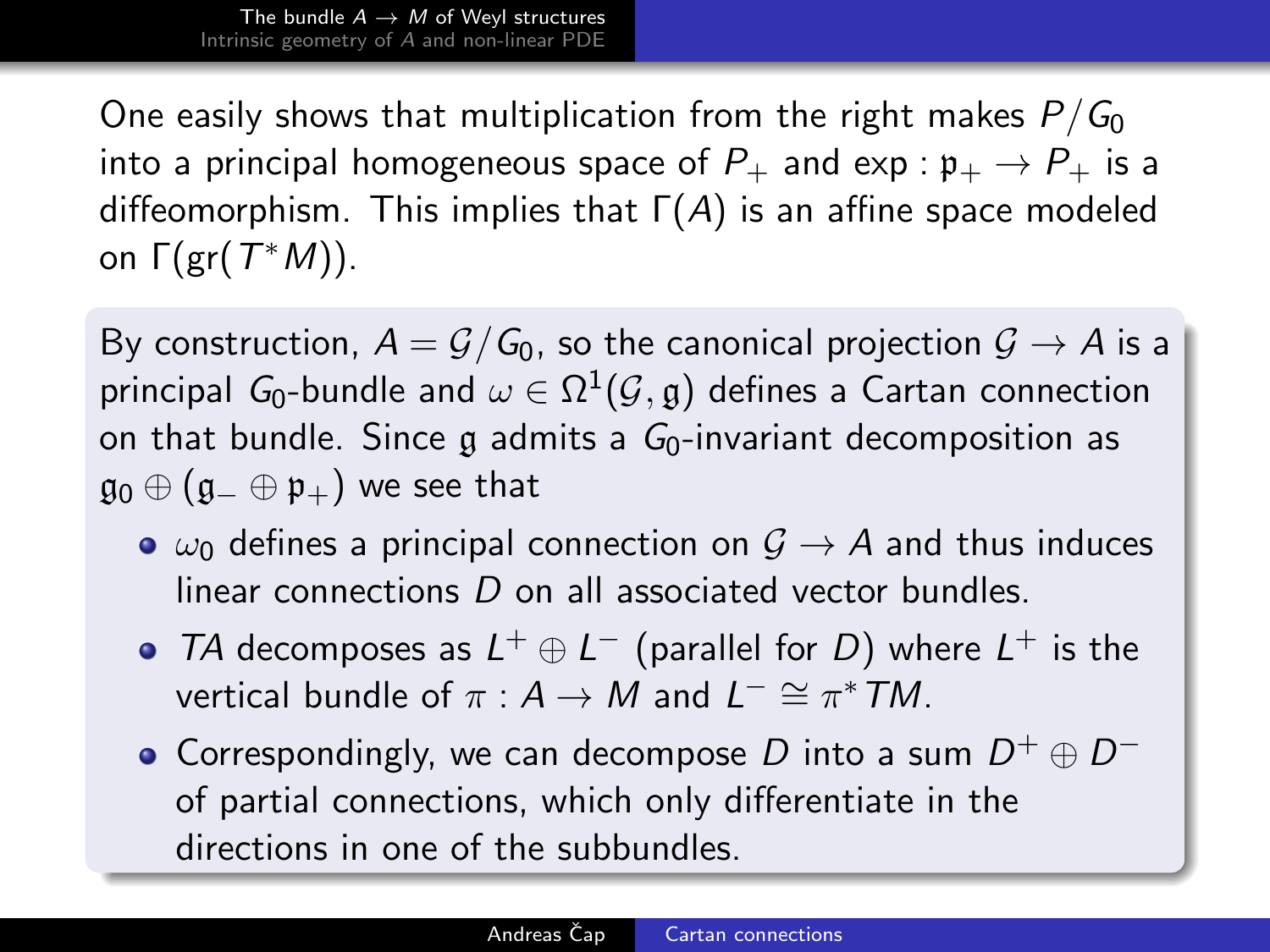One easily shows that multiplication from the right makes $P/G_0$ into a principal homogeneous space of $P_+$ and $\exp : \mathfrak{p}_+ \to P_+$ is a diffeomorphism. This implies that $\Gamma(A)$ is an affine space modeled on $\Gamma(\mathrm{gr}(T^*M))$.

By construction, $A = \mathcal{G}/G_0$, so the canonical projection $\mathcal{G} \to A$ is a principal $G_0$-bundle and $\omega \in \Omega^1(\mathcal{G}, \mathfrak{g})$ defines a Cartan connection on that bundle. Since $\mathfrak{g}$ admits a $G_0$-invariant decomposition as $\mathfrak{g}_0 \oplus (\mathfrak{g}_- \oplus \mathfrak{p}_+)$ we see that

- $\omega_0$ defines a principal connection on $\mathcal{G} \to A$ and thus induces linear connections $D$ on all associated vector bundles.
- $TA$ decomposes as $L^+ \oplus L^-$ (parallel for $D$) where $L^+$ is the vertical bundle of $\pi : A \to M$ and $L^- \cong \pi^* TM$.
- Correspondingly, we can decompose $D$ into a sum $D^+ \oplus D^-$ of partial connections, which only differentiate in the directions in one of the subbundles.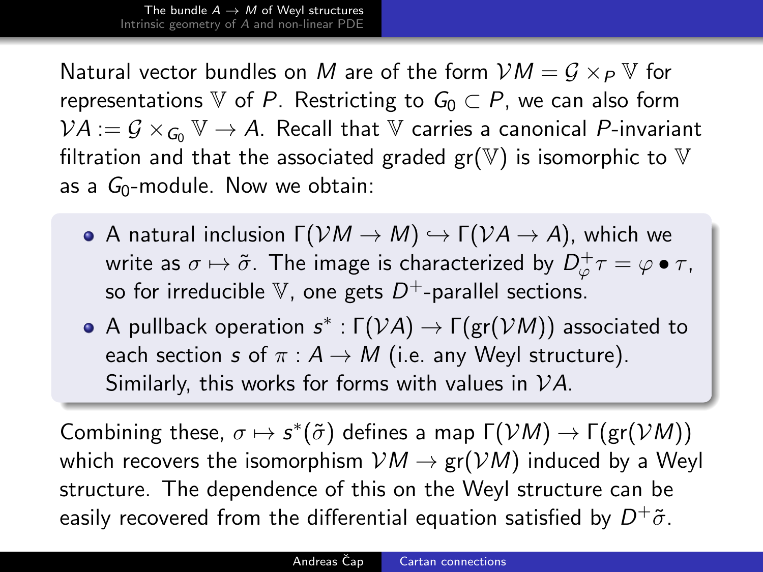Natural vector bundles on $M$ are of the form $\mathcal{V}M = \mathcal{G} \times_P \mathbb{V}$ for representations $\mathbb{V}$ of $P$. Restricting to $G_0 \subset P$, we can also form $\mathcal{V}A := \mathcal{G} \times_{G_0} \mathbb{V} \to A$. Recall that $\mathbb{V}$ carries a canonical $P$-invariant filtration and that the associated graded $\mathrm{gr}(\mathbb{V})$ is isomorphic to $\mathbb{V}$ as a $G_0$-module. Now we obtain:

- A natural inclusion $\Gamma(\mathcal{V}M \to M) \hookrightarrow \Gamma(\mathcal{V}A \to A)$, which we write as $\sigma \mapsto \tilde{\sigma}$. The image is characterized by $D^+_\varphi \tau = \varphi \bullet \tau$, so for irreducible $\mathbb{V}$, one gets $D^+$-parallel sections.
- A pullback operation $s^* : \Gamma(\mathcal{V}A) \to \Gamma(\mathrm{gr}(\mathcal{V}M))$ associated to each section $s$ of $\pi : A \to M$ (i.e. any Weyl structure). Similarly, this works for forms with values in $\mathcal{V}A$.

Combining these, $\sigma \mapsto s^*(\tilde{\sigma})$ defines a map $\Gamma(\mathcal{V}M) \to \Gamma(\mathrm{gr}(\mathcal{V}M))$ which recovers the isomorphism $\mathcal{V}M \to \mathrm{gr}(\mathcal{V}M)$ induced by a Weyl structure. The dependence of this on the Weyl structure can be easily recovered from the differential equation satisfied by $D^+\tilde{\sigma}$.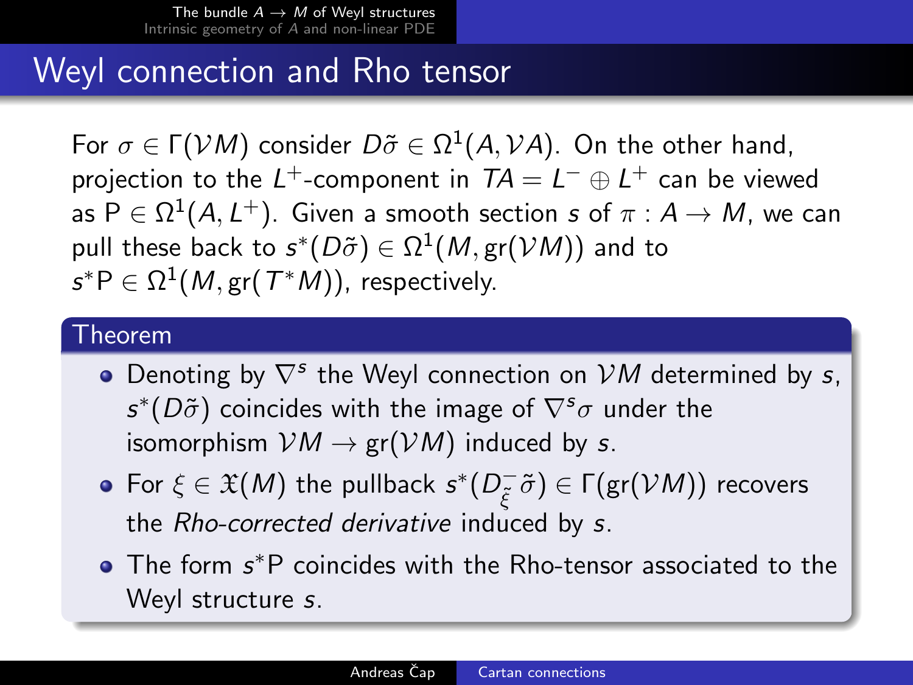## Weyl connection and Rho tensor

For $\sigma \in \Gamma(\mathcal{V}M)$ consider $D\tilde{\sigma} \in \Omega^1(A, \mathcal{V}A)$. On the other hand, projection to the $L^+$-component in $TA = L^- \oplus L^+$ can be viewed as $\mathrm{P} \in \Omega^1(A, L^+)$. Given a smooth section $s$ of $\pi : A \to M$, we can pull these back to $s^*(D\tilde{\sigma}) \in \Omega^1(M, \mathrm{gr}(\mathcal{V}M))$ and to $s^*\mathrm{P} \in \Omega^1(M, \mathrm{gr}(T^*M))$, respectively.

**Theorem**

- Denoting by $\nabla^s$ the Weyl connection on $\mathcal{V}M$ determined by $s$, $s^*(D\tilde{\sigma})$ coincides with the image of $\nabla^s\sigma$ under the isomorphism $\mathcal{V}M \to \mathrm{gr}(\mathcal{V}M)$ induced by $s$.
- For $\xi \in \mathfrak{X}(M)$ the pullback $s^*(D^-_{\tilde{\xi}}\tilde{\sigma}) \in \Gamma(\mathrm{gr}(\mathcal{V}M))$ recovers the *Rho-corrected derivative* induced by $s$.
- The form $s^*\mathrm{P}$ coincides with the Rho-tensor associated to the Weyl structure $s$.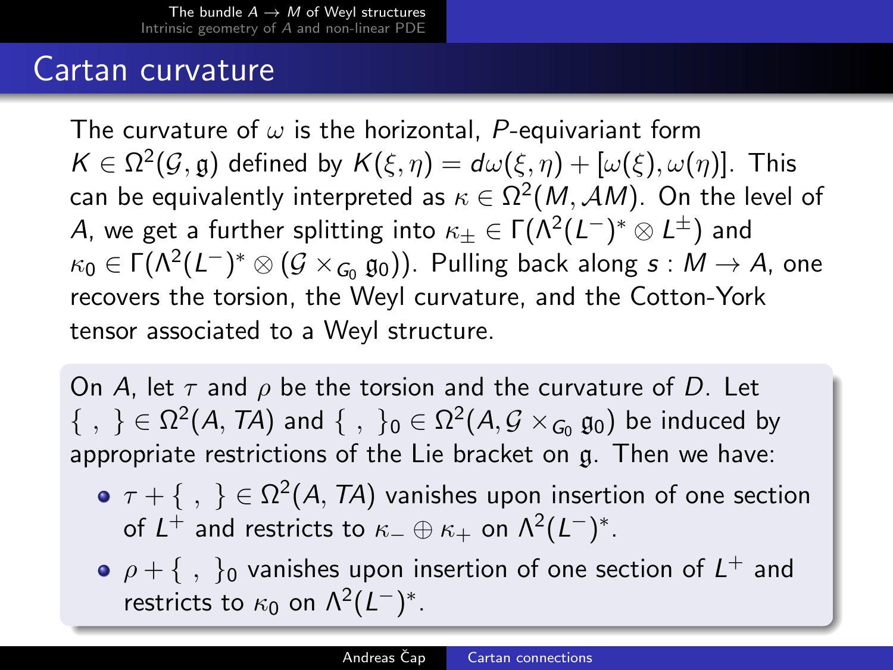# Cartan curvature

The curvature of $\omega$ is the horizontal, $P$-equivariant form $K \in \Omega^2(\mathcal{G}, \mathfrak{g})$ defined by $K(\xi, \eta) = d\omega(\xi, \eta) + [\omega(\xi), \omega(\eta)]$. This can be equivalently interpreted as $\kappa \in \Omega^2(M, \mathcal{A}M)$. On the level of $A$, we get a further splitting into $\kappa_\pm \in \Gamma(\Lambda^2(L^-)^* \otimes L^\pm)$ and $\kappa_0 \in \Gamma(\Lambda^2(L^-)^* \otimes (\mathcal{G} \times_{G_0} \mathfrak{g}_0))$. Pulling back along $s : M \to A$, one recovers the torsion, the Weyl curvature, and the Cotton-York tensor associated to a Weyl structure.

On $A$, let $\tau$ and $\rho$ be the torsion and the curvature of $D$. Let $\{\ ,\ \} \in \Omega^2(A, TA)$ and $\{\ ,\ \}_0 \in \Omega^2(A, \mathcal{G} \times_{G_0} \mathfrak{g}_0)$ be induced by appropriate restrictions of the Lie bracket on $\mathfrak{g}$. Then we have:

- $\tau + \{\ ,\ \} \in \Omega^2(A, TA)$ vanishes upon insertion of one section of $L^+$ and restricts to $\kappa_- \oplus \kappa_+$ on $\Lambda^2(L^-)^*$.
- $\rho + \{\ ,\ \}_0$ vanishes upon insertion of one section of $L^+$ and restricts to $\kappa_0$ on $\Lambda^2(L^-)^*$.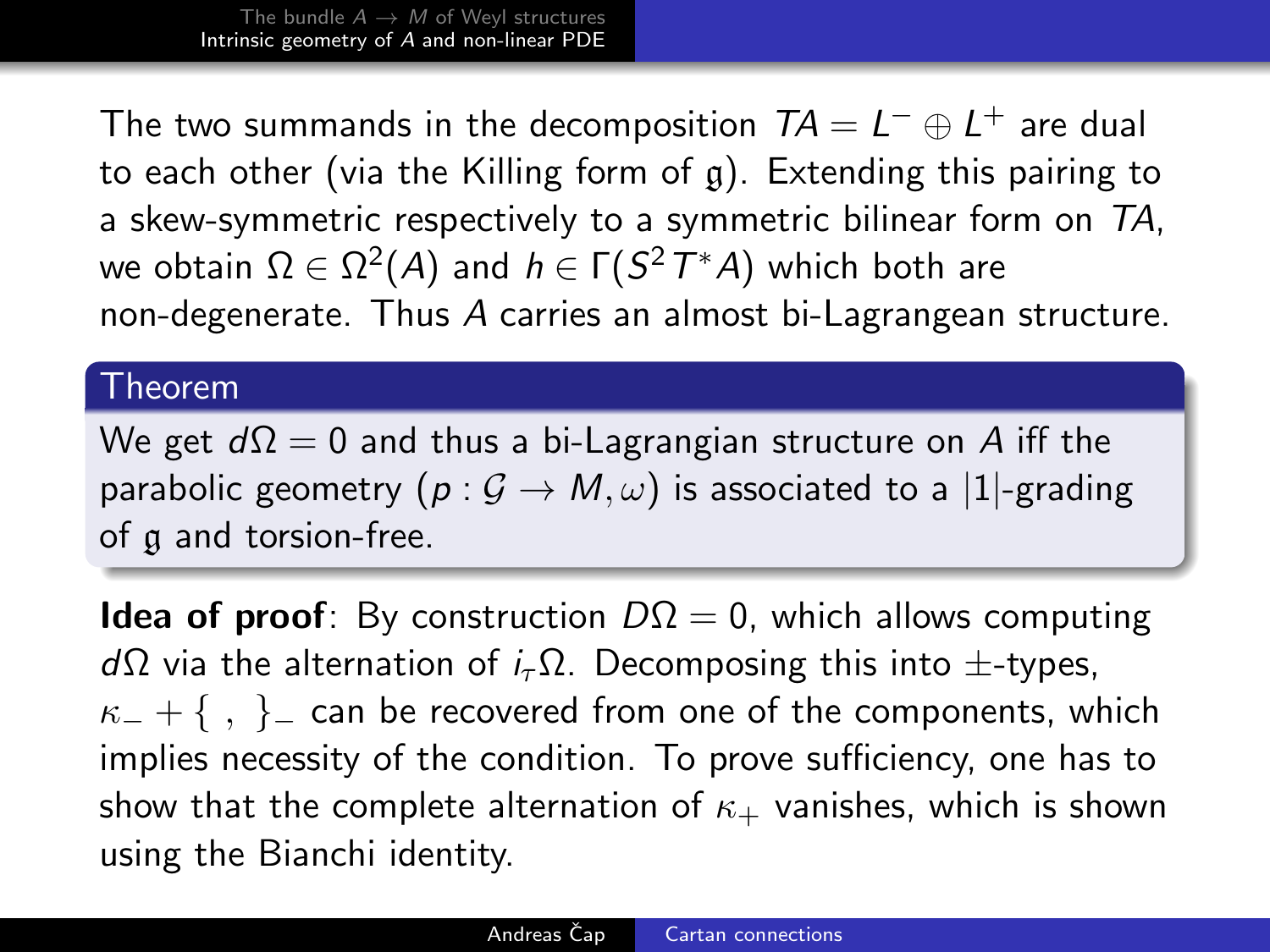The two summands in the decomposition $TA = L^- \oplus L^+$ are dual to each other (via the Killing form of $\mathfrak{g}$). Extending this pairing to a skew-symmetric respectively to a symmetric bilinear form on $TA$, we obtain $\Omega \in \Omega^2(A)$ and $h \in \Gamma(S^2 T^*A)$ which both are non-degenerate. Thus $A$ carries an almost bi-Lagrangean structure.

**Theorem**

We get $d\Omega = 0$ and thus a bi-Lagrangian structure on $A$ iff the parabolic geometry $(p : \mathcal{G} \to M, \omega)$ is associated to a $|1|$-grading of $\mathfrak{g}$ and torsion-free.

**Idea of proof**: By construction $D\Omega = 0$, which allows computing $d\Omega$ via the alternation of $i_\tau \Omega$. Decomposing this into $\pm$-types, $\kappa_- + \{\ ,\ \}_-$ can be recovered from one of the components, which implies necessity of the condition. To prove sufficiency, one has to show that the complete alternation of $\kappa_+$ vanishes, which is shown using the Bianchi identity.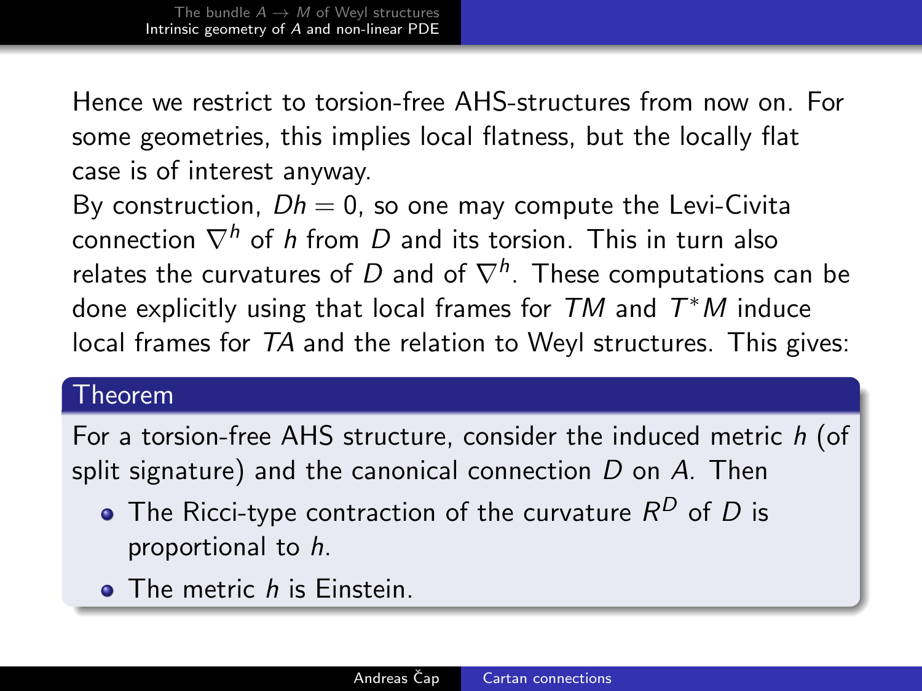Hence we restrict to torsion-free AHS-structures from now on. For some geometries, this implies local flatness, but the locally flat case is of interest anyway.

By construction, $Dh = 0$, so one may compute the Levi-Civita connection $\nabla^h$ of $h$ from $D$ and its torsion. This in turn also relates the curvatures of $D$ and of $\nabla^h$. These computations can be done explicitly using that local frames for $TM$ and $T^*M$ induce local frames for $TA$ and the relation to Weyl structures. This gives:

**Theorem**

For a torsion-free AHS structure, consider the induced metric $h$ (of split signature) and the canonical connection $D$ on $A$. Then

- The Ricci-type contraction of the curvature $R^D$ of $D$ is proportional to $h$.
- The metric $h$ is Einstein.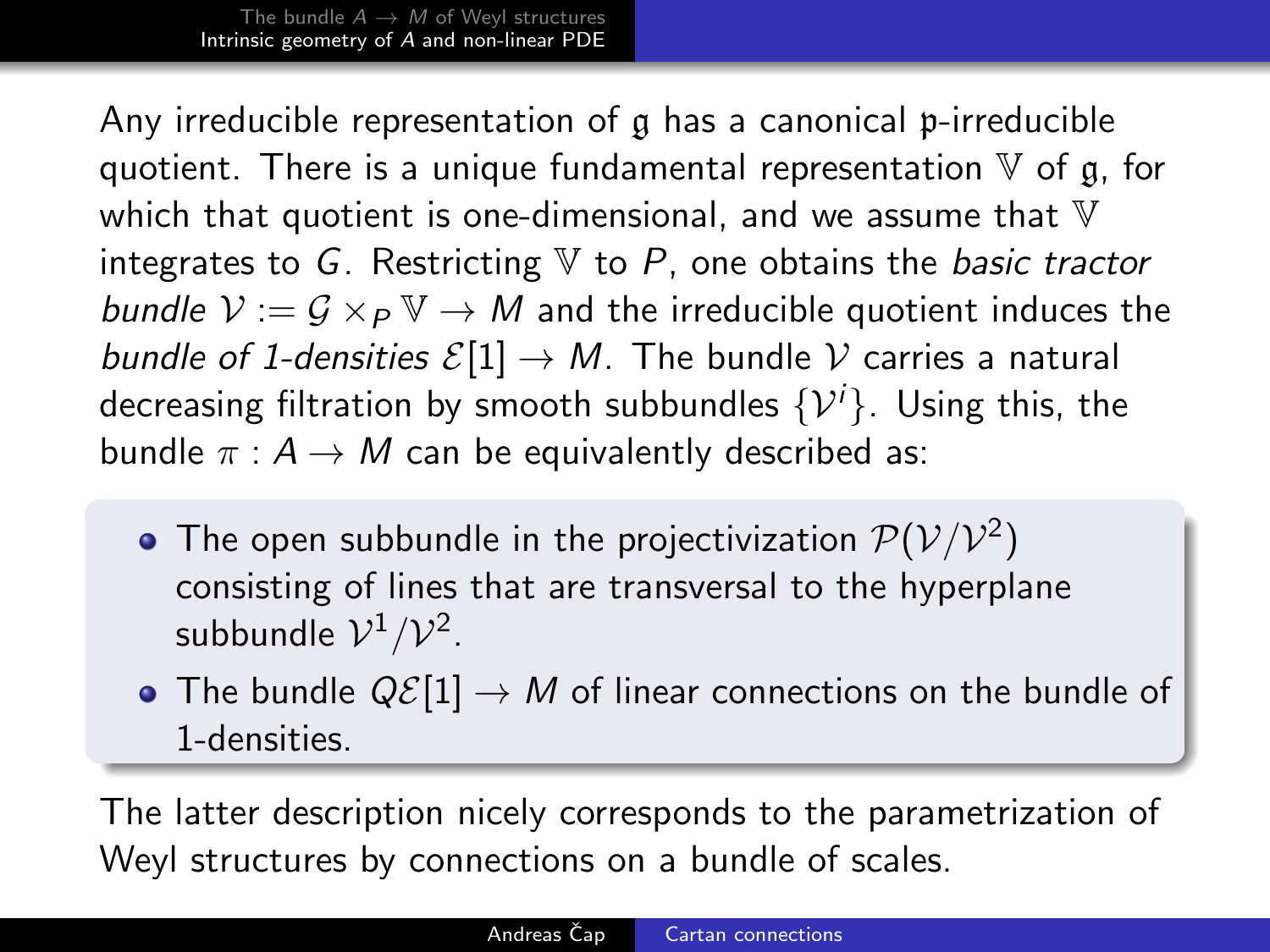Any irreducible representation of $\mathfrak{g}$ has a canonical $\mathfrak{p}$-irreducible quotient. There is a unique fundamental representation $\mathbb{V}$ of $\mathfrak{g}$, for which that quotient is one-dimensional, and we assume that $\mathbb{V}$ integrates to $G$. Restricting $\mathbb{V}$ to $P$, one obtains the *basic tractor bundle* $\mathcal{V} := \mathcal{G} \times_P \mathbb{V} \to M$ and the irreducible quotient induces the *bundle of 1-densities* $\mathcal{E}[1] \to M$. The bundle $\mathcal{V}$ carries a natural decreasing filtration by smooth subbundles $\{\mathcal{V}^i\}$. Using this, the bundle $\pi : A \to M$ can be equivalently described as:

- The open subbundle in the projectivization $\mathcal{P}(\mathcal{V}/\mathcal{V}^2)$ consisting of lines that are transversal to the hyperplane subbundle $\mathcal{V}^1/\mathcal{V}^2$.
- The bundle $Q\mathcal{E}[1] \to M$ of linear connections on the bundle of 1-densities.

The latter description nicely corresponds to the parametrization of Weyl structures by connections on a bundle of scales.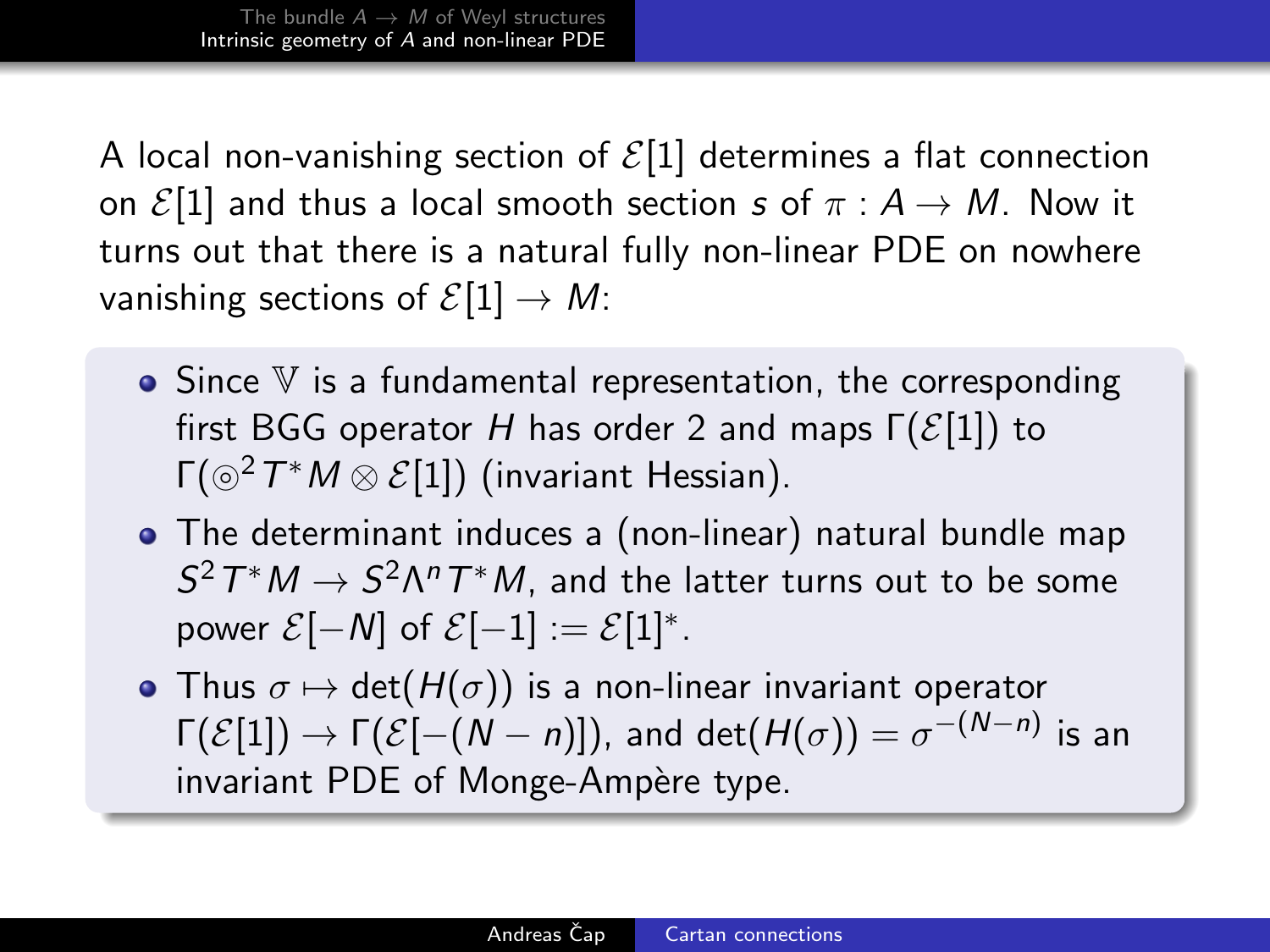A local non-vanishing section of $\mathcal{E}[1]$ determines a flat connection on $\mathcal{E}[1]$ and thus a local smooth section $s$ of $\pi : A \to M$. Now it turns out that there is a natural fully non-linear PDE on nowhere vanishing sections of $\mathcal{E}[1] \to M$:

- Since $\mathbb{V}$ is a fundamental representation, the corresponding first BGG operator $H$ has order 2 and maps $\Gamma(\mathcal{E}[1])$ to $\Gamma(\circledcirc^2 T^*M \otimes \mathcal{E}[1])$ (invariant Hessian).
- The determinant induces a (non-linear) natural bundle map $S^2T^*M \to S^2\Lambda^n T^*M$, and the latter turns out to be some power $\mathcal{E}[-N]$ of $\mathcal{E}[-1] := \mathcal{E}[1]^*$.
- Thus $\sigma \mapsto \det(H(\sigma))$ is a non-linear invariant operator $\Gamma(\mathcal{E}[1]) \to \Gamma(\mathcal{E}[-(N-n)])$, and $\det(H(\sigma)) = \sigma^{-(N-n)}$ is an invariant PDE of Monge-Ampère type.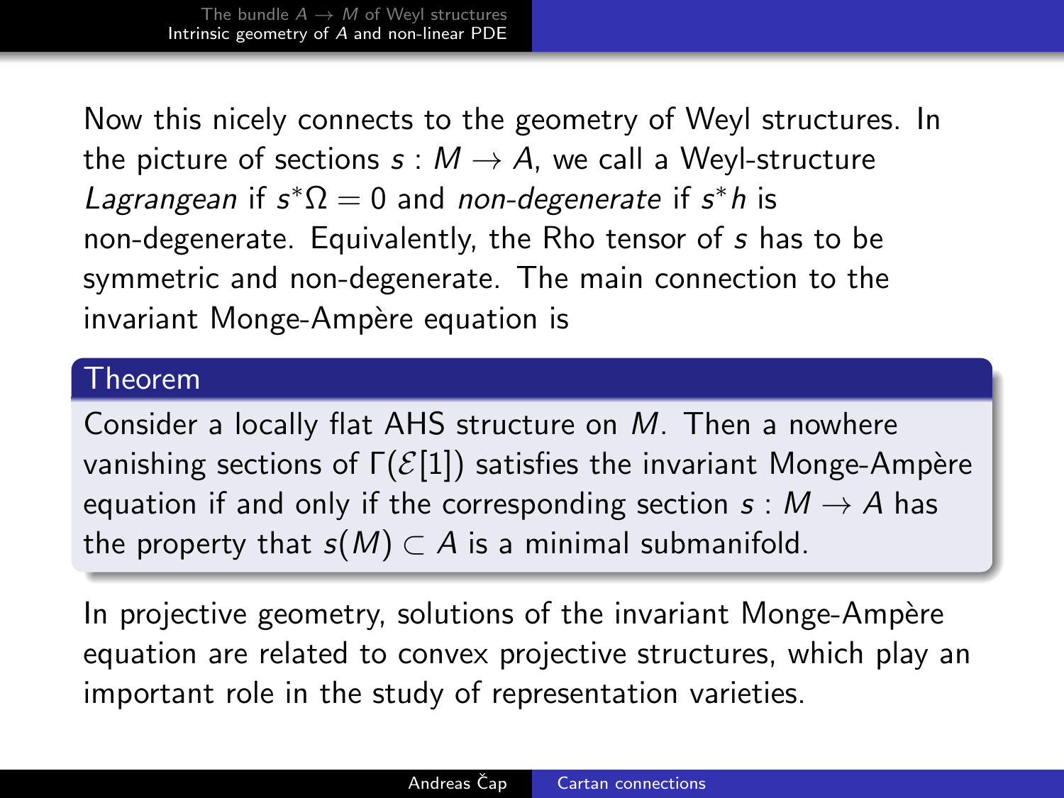Now this nicely connects to the geometry of Weyl structures. In the picture of sections $s : M \to A$, we call a Weyl-structure *Lagrangean* if $s^*\Omega = 0$ and *non-degenerate* if $s^*h$ is non-degenerate. Equivalently, the Rho tensor of $s$ has to be symmetric and non-degenerate. The main connection to the invariant Monge-Ampère equation is

**Theorem**

Consider a locally flat AHS structure on $M$. Then a nowhere vanishing sections of $\Gamma(\mathcal{E}[1])$ satisfies the invariant Monge-Ampère equation if and only if the corresponding section $s : M \to A$ has the property that $s(M) \subset A$ is a minimal submanifold.

In projective geometry, solutions of the invariant Monge-Ampère equation are related to convex projective structures, which play an important role in the study of representation varieties.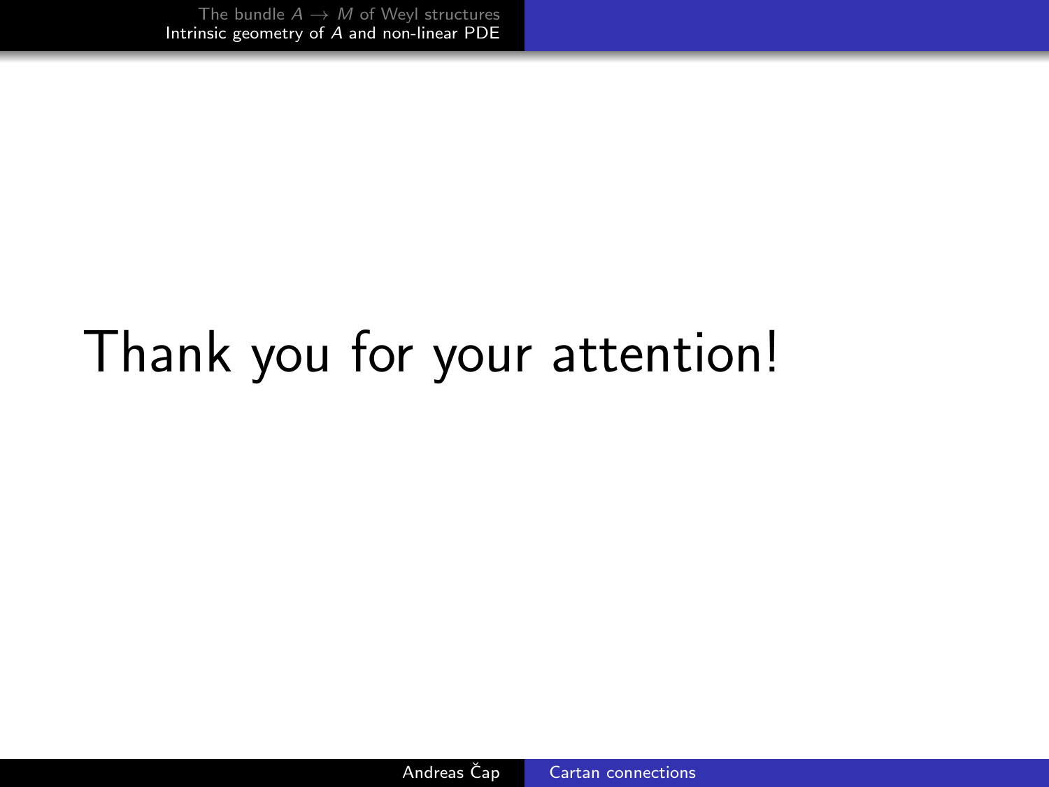Thank you for your attention!